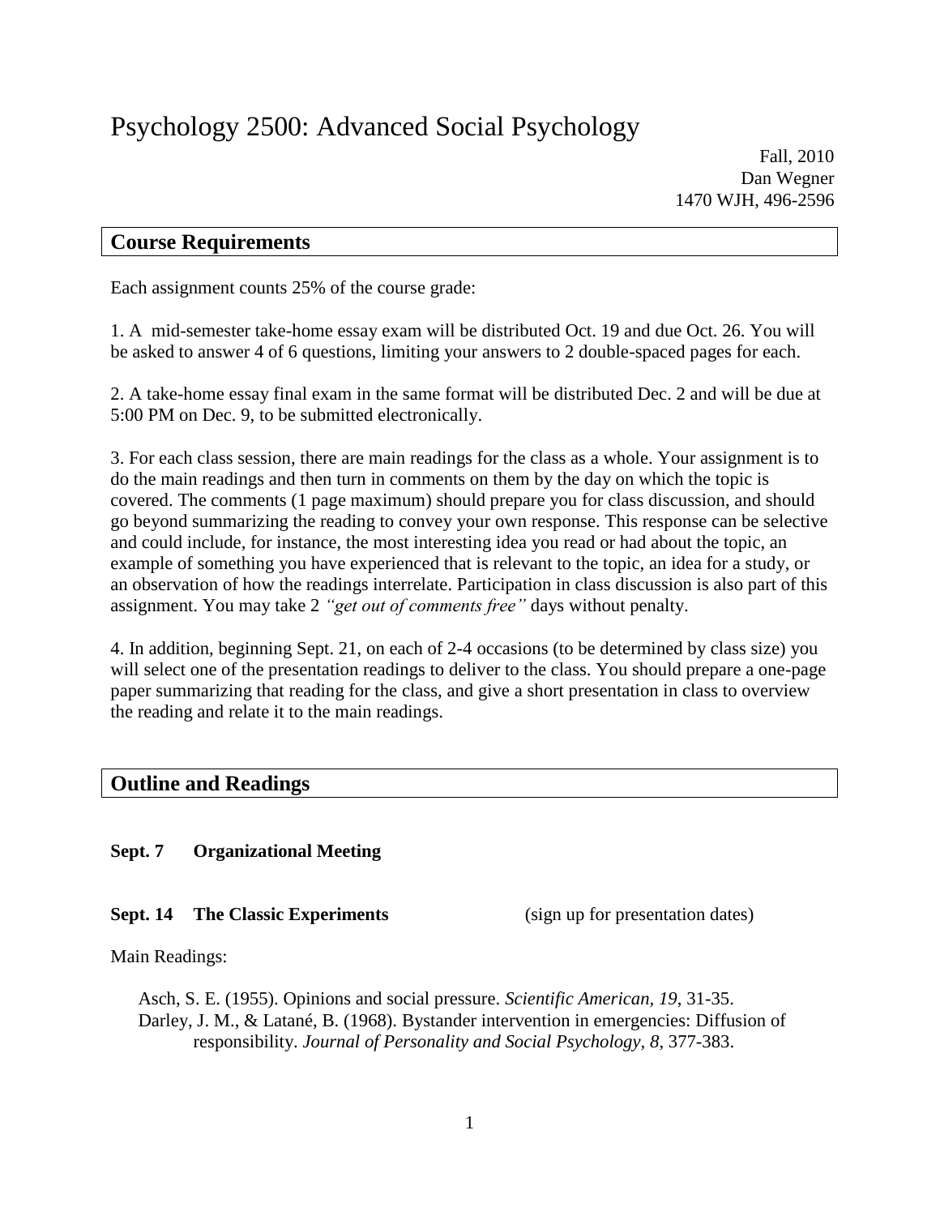# Psychology 2500: Advanced Social Psychology

Fall, 2010
Dan Wegner
1470 WJH, 496-2596

## Course Requirements

Each assignment counts 25% of the course grade:

1. A mid-semester take-home essay exam will be distributed Oct. 19 and due Oct. 26. You will be asked to answer 4 of 6 questions, limiting your answers to 2 double-spaced pages for each.

2. A take-home essay final exam in the same format will be distributed Dec. 2 and will be due at 5:00 PM on Dec. 9, to be submitted electronically.

3. For each class session, there are main readings for the class as a whole. Your assignment is to do the main readings and then turn in comments on them by the day on which the topic is covered. The comments (1 page maximum) should prepare you for class discussion, and should go beyond summarizing the reading to convey your own response. This response can be selective and could include, for instance, the most interesting idea you read or had about the topic, an example of something you have experienced that is relevant to the topic, an idea for a study, or an observation of how the readings interrelate. Participation in class discussion is also part of this assignment. You may take 2 *"get out of comments free"* days without penalty.

4. In addition, beginning Sept. 21, on each of 2-4 occasions (to be determined by class size) you will select one of the presentation readings to deliver to the class. You should prepare a one-page paper summarizing that reading for the class, and give a short presentation in class to overview the reading and relate it to the main readings.

## Outline and Readings

**Sept. 7 Organizational Meeting**

**Sept. 14 The Classic Experiments** (sign up for presentation dates)

Main Readings:

Asch, S. E. (1955). Opinions and social pressure. *Scientific American, 19*, 31-35.
Darley, J. M., & Latané, B. (1968). Bystander intervention in emergencies: Diffusion of responsibility. *Journal of Personality and Social Psychology, 8*, 377-383.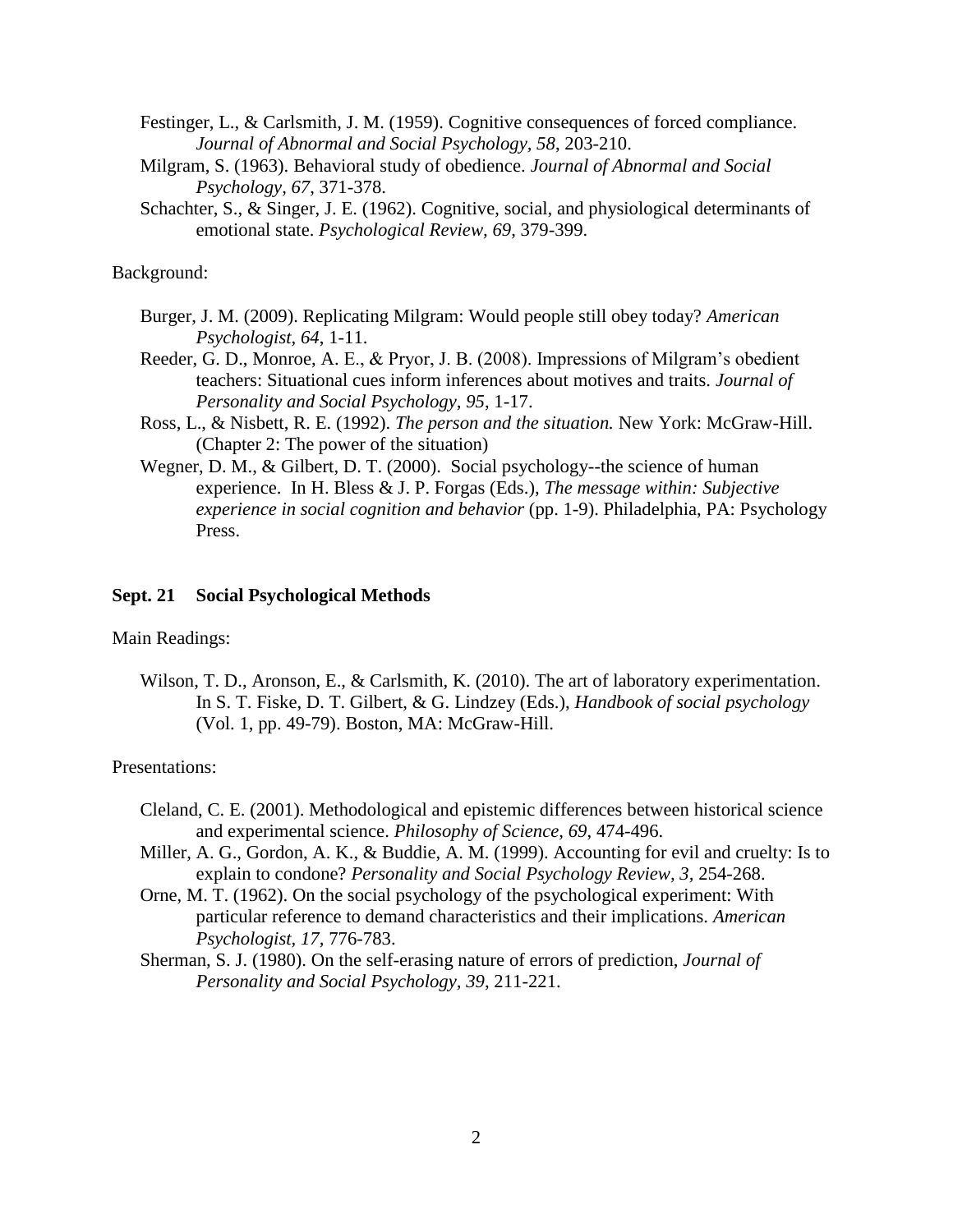Festinger, L., & Carlsmith, J. M. (1959). Cognitive consequences of forced compliance. *Journal of Abnormal and Social Psychology, 58*, 203-210.

Milgram, S. (1963). Behavioral study of obedience. *Journal of Abnormal and Social Psychology, 67*, 371-378.

Schachter, S., & Singer, J. E. (1962). Cognitive, social, and physiological determinants of emotional state. *Psychological Review, 69*, 379-399.

Background:

Burger, J. M. (2009). Replicating Milgram: Would people still obey today? *American Psychologist, 64*, 1-11.

Reeder, G. D., Monroe, A. E., & Pryor, J. B. (2008). Impressions of Milgram's obedient teachers: Situational cues inform inferences about motives and traits. *Journal of Personality and Social Psychology, 95*, 1-17.

Ross, L., & Nisbett, R. E. (1992). *The person and the situation.* New York: McGraw-Hill. (Chapter 2: The power of the situation)

Wegner, D. M., & Gilbert, D. T. (2000). Social psychology--the science of human experience. In H. Bless & J. P. Forgas (Eds.), *The message within: Subjective experience in social cognition and behavior* (pp. 1-9). Philadelphia, PA: Psychology Press.

**Sept. 21 Social Psychological Methods**

Main Readings:

Wilson, T. D., Aronson, E., & Carlsmith, K. (2010). The art of laboratory experimentation. In S. T. Fiske, D. T. Gilbert, & G. Lindzey (Eds.), *Handbook of social psychology* (Vol. 1, pp. 49-79). Boston, MA: McGraw-Hill.

Presentations:

Cleland, C. E. (2001). Methodological and epistemic differences between historical science and experimental science. *Philosophy of Science, 69*, 474-496.

Miller, A. G., Gordon, A. K., & Buddie, A. M. (1999). Accounting for evil and cruelty: Is to explain to condone? *Personality and Social Psychology Review, 3*, 254-268.

Orne, M. T. (1962). On the social psychology of the psychological experiment: With particular reference to demand characteristics and their implications. *American Psychologist, 17*, 776-783.

Sherman, S. J. (1980). On the self-erasing nature of errors of prediction, *Journal of Personality and Social Psychology, 39*, 211-221.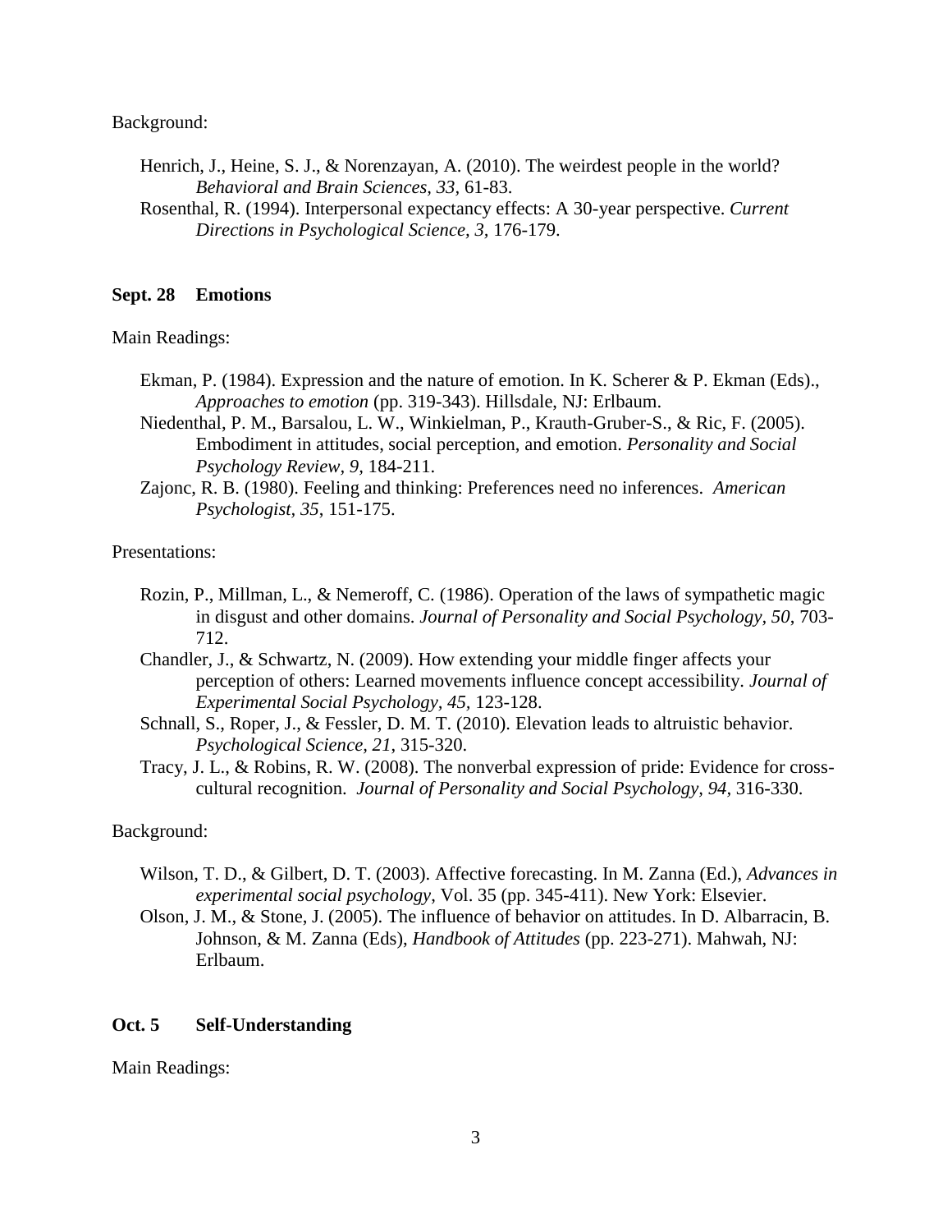Background:

Henrich, J., Heine, S. J., & Norenzayan, A. (2010). The weirdest people in the world? *Behavioral and Brain Sciences, 33*, 61-83.

Rosenthal, R. (1994). Interpersonal expectancy effects: A 30-year perspective. *Current Directions in Psychological Science, 3*, 176-179.

## Sept. 28 Emotions

Main Readings:

Ekman, P. (1984). Expression and the nature of emotion. In K. Scherer & P. Ekman (Eds)., *Approaches to emotion* (pp. 319-343). Hillsdale, NJ: Erlbaum.

Niedenthal, P. M., Barsalou, L. W., Winkielman, P., Krauth-Gruber-S., & Ric, F. (2005). Embodiment in attitudes, social perception, and emotion. *Personality and Social Psychology Review, 9,* 184-211.

Zajonc, R. B. (1980). Feeling and thinking: Preferences need no inferences. *American Psychologist, 35*, 151-175.

Presentations:

Rozin, P., Millman, L., & Nemeroff, C. (1986). Operation of the laws of sympathetic magic in disgust and other domains. *Journal of Personality and Social Psychology, 50*, 703-712.

Chandler, J., & Schwartz, N. (2009). How extending your middle finger affects your perception of others: Learned movements influence concept accessibility. *Journal of Experimental Social Psychology, 45*, 123-128.

Schnall, S., Roper, J., & Fessler, D. M. T. (2010). Elevation leads to altruistic behavior. *Psychological Science, 21*, 315-320.

Tracy, J. L., & Robins, R. W. (2008). The nonverbal expression of pride: Evidence for cross-cultural recognition. *Journal of Personality and Social Psychology, 94,* 316-330.

Background:

Wilson, T. D., & Gilbert, D. T. (2003). Affective forecasting. In M. Zanna (Ed.), *Advances in experimental social psychology*, Vol. 35 (pp. 345-411). New York: Elsevier.

Olson, J. M., & Stone, J. (2005). The influence of behavior on attitudes. In D. Albarracin, B. Johnson, & M. Zanna (Eds), *Handbook of Attitudes* (pp. 223-271). Mahwah, NJ: Erlbaum.

## Oct. 5 Self-Understanding

Main Readings: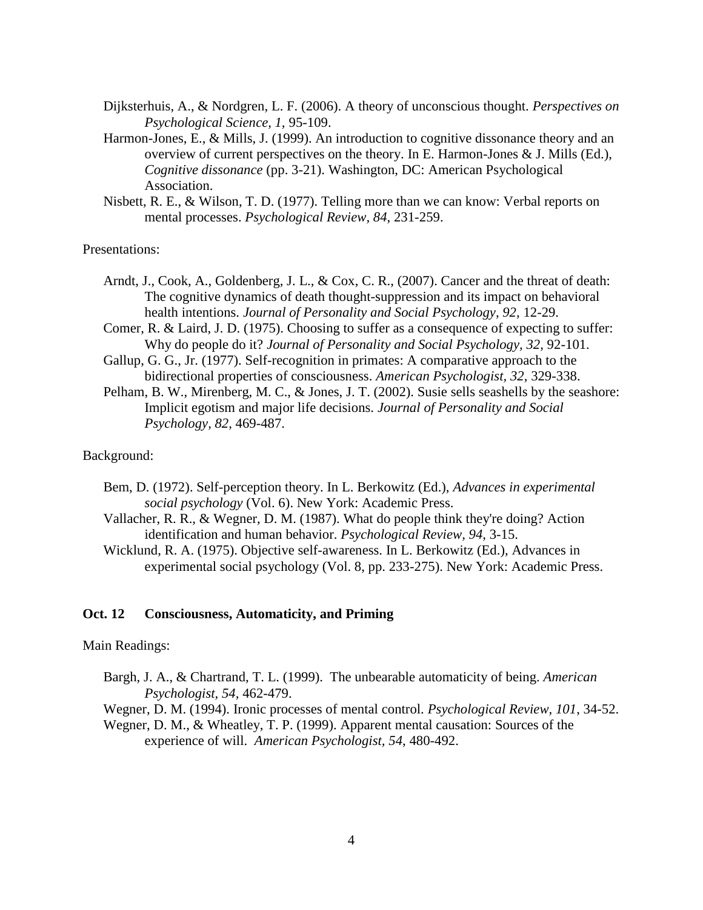Dijksterhuis, A., & Nordgren, L. F. (2006). A theory of unconscious thought. *Perspectives on Psychological Science, 1*, 95-109.

Harmon-Jones, E., & Mills, J. (1999). An introduction to cognitive dissonance theory and an overview of current perspectives on the theory. In E. Harmon-Jones & J. Mills (Ed.), *Cognitive dissonance* (pp. 3-21). Washington, DC: American Psychological Association.

Nisbett, R. E., & Wilson, T. D. (1977). Telling more than we can know: Verbal reports on mental processes. *Psychological Review, 84*, 231-259.

Presentations:

Arndt, J., Cook, A., Goldenberg, J. L., & Cox, C. R., (2007). Cancer and the threat of death: The cognitive dynamics of death thought-suppression and its impact on behavioral health intentions. *Journal of Personality and Social Psychology, 92,* 12-29.

Comer, R. & Laird, J. D. (1975). Choosing to suffer as a consequence of expecting to suffer: Why do people do it? *Journal of Personality and Social Psychology, 32*, 92-101.

Gallup, G. G., Jr. (1977). Self-recognition in primates: A comparative approach to the bidirectional properties of consciousness. *American Psychologist, 32*, 329-338.

Pelham, B. W., Mirenberg, M. C., & Jones, J. T. (2002). Susie sells seashells by the seashore: Implicit egotism and major life decisions. *Journal of Personality and Social Psychology, 82*, 469-487.

Background:

Bem, D. (1972). Self-perception theory. In L. Berkowitz (Ed.), *Advances in experimental social psychology* (Vol. 6). New York: Academic Press.

Vallacher, R. R., & Wegner, D. M. (1987). What do people think they're doing? Action identification and human behavior. *Psychological Review, 94*, 3-15.

Wicklund, R. A. (1975). Objective self-awareness. In L. Berkowitz (Ed.), Advances in experimental social psychology (Vol. 8, pp. 233-275). New York: Academic Press.

**Oct. 12 Consciousness, Automaticity, and Priming**

Main Readings:

Bargh, J. A., & Chartrand, T. L. (1999). The unbearable automaticity of being. *American Psychologist*, *54*, 462-479.

Wegner, D. M. (1994). Ironic processes of mental control. *Psychological Review, 101*, 34-52.

Wegner, D. M., & Wheatley, T. P. (1999). Apparent mental causation: Sources of the experience of will. *American Psychologist, 54*, 480-492.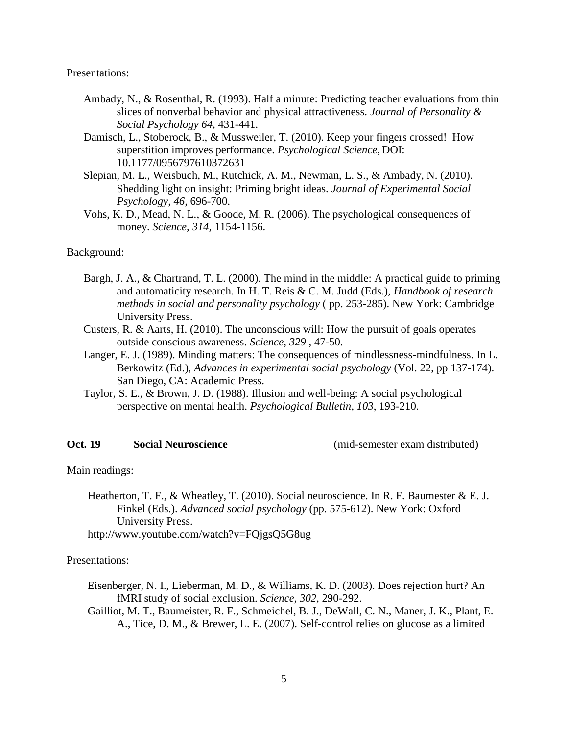Presentations:

- Ambady, N., & Rosenthal, R. (1993). Half a minute: Predicting teacher evaluations from thin slices of nonverbal behavior and physical attractiveness. *Journal of Personality & Social Psychology 64*, 431-441.
- Damisch, L., Stoberock, B., & Mussweiler, T. (2010). Keep your fingers crossed! How superstition improves performance. *Psychological Science,* DOI: 10.1177/0956797610372631
- Slepian, M. L., Weisbuch, M., Rutchick, A. M., Newman, L. S., & Ambady, N. (2010). Shedding light on insight: Priming bright ideas. *Journal of Experimental Social Psychology, 46*, 696-700.
- Vohs, K. D., Mead, N. L., & Goode, M. R. (2006). The psychological consequences of money. *Science, 314*, 1154-1156.

Background:

- Bargh, J. A., & Chartrand, T. L. (2000). The mind in the middle: A practical guide to priming and automaticity research. In H. T. Reis & C. M. Judd (Eds.), *Handbook of research methods in social and personality psychology* ( pp. 253-285). New York: Cambridge University Press.
- Custers, R. & Aarts, H. (2010). The unconscious will: How the pursuit of goals operates outside conscious awareness. *Science, 329* , 47-50.
- Langer, E. J. (1989). Minding matters: The consequences of mindlessness-mindfulness. In L. Berkowitz (Ed.), *Advances in experimental social psychology* (Vol. 22, pp 137-174). San Diego, CA: Academic Press.
- Taylor, S. E., & Brown, J. D. (1988). Illusion and well-being: A social psychological perspective on mental health. *Psychological Bulletin, 103*, 193-210.

**Oct. 19** **Social Neuroscience** (mid-semester exam distributed)

Main readings:

- Heatherton, T. F., & Wheatley, T. (2010). Social neuroscience. In R. F. Baumester & E. J. Finkel (Eds.). *Advanced social psychology* (pp. 575-612). New York: Oxford University Press.
- http://www.youtube.com/watch?v=FQjgsQ5G8ug

Presentations:

- Eisenberger, N. I., Lieberman, M. D., & Williams, K. D. (2003). Does rejection hurt? An fMRI study of social exclusion. *Science, 302*, 290-292.
- Gailliot, M. T., Baumeister, R. F., Schmeichel, B. J., DeWall, C. N., Maner, J. K., Plant, E. A., Tice, D. M., & Brewer, L. E. (2007). Self-control relies on glucose as a limited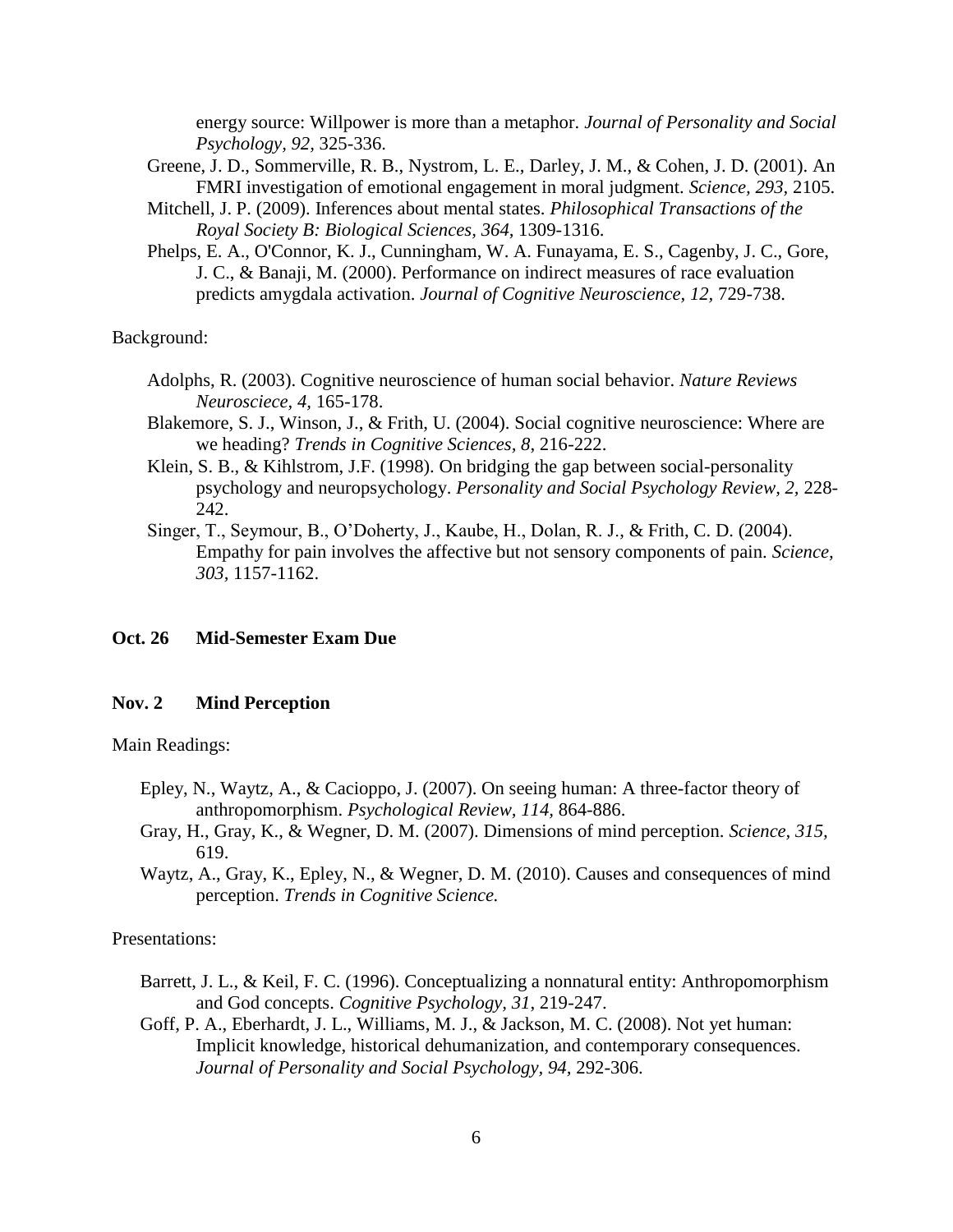energy source: Willpower is more than a metaphor. *Journal of Personality and Social Psychology, 92,* 325-336.

Greene, J. D., Sommerville, R. B., Nystrom, L. E., Darley, J. M., & Cohen, J. D. (2001). An FMRI investigation of emotional engagement in moral judgment. *Science, 293,* 2105.

Mitchell, J. P. (2009). Inferences about mental states. *Philosophical Transactions of the Royal Society B: Biological Sciences, 364,* 1309-1316.

Phelps, E. A., O'Connor, K. J., Cunningham, W. A. Funayama, E. S., Cagenby, J. C., Gore, J. C., & Banaji, M. (2000). Performance on indirect measures of race evaluation predicts amygdala activation. *Journal of Cognitive Neuroscience, 12,* 729-738.

Background:

Adolphs, R. (2003). Cognitive neuroscience of human social behavior. *Nature Reviews Neurosciece, 4,* 165-178.

Blakemore, S. J., Winson, J., & Frith, U. (2004). Social cognitive neuroscience: Where are we heading? *Trends in Cognitive Sciences, 8,* 216-222.

Klein, S. B., & Kihlstrom, J.F. (1998). On bridging the gap between social-personality psychology and neuropsychology. *Personality and Social Psychology Review, 2,* 228-242.

Singer, T., Seymour, B., O'Doherty, J., Kaube, H., Dolan, R. J., & Frith, C. D. (2004). Empathy for pain involves the affective but not sensory components of pain. *Science, 303,* 1157-1162.

**Oct. 26 Mid-Semester Exam Due**

**Nov. 2 Mind Perception**

Main Readings:

Epley, N., Waytz, A., & Cacioppo, J. (2007). On seeing human: A three-factor theory of anthropomorphism. *Psychological Review, 114,* 864-886.

Gray, H., Gray, K., & Wegner, D. M. (2007). Dimensions of mind perception. *Science, 315,* 619.

Waytz, A., Gray, K., Epley, N., & Wegner, D. M. (2010). Causes and consequences of mind perception. *Trends in Cognitive Science.*

Presentations:

Barrett, J. L., & Keil, F. C. (1996). Conceptualizing a nonnatural entity: Anthropomorphism and God concepts. *Cognitive Psychology, 31*, 219-247.

Goff, P. A., Eberhardt, J. L., Williams, M. J., & Jackson, M. C. (2008). Not yet human: Implicit knowledge, historical dehumanization, and contemporary consequences. *Journal of Personality and Social Psychology, 94,* 292-306.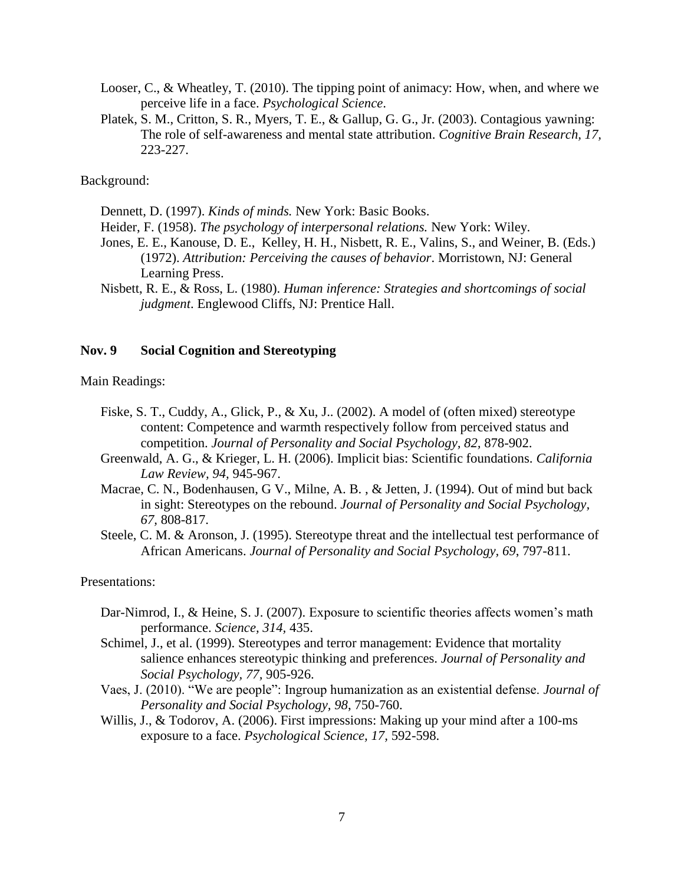Looser, C., & Wheatley, T. (2010). The tipping point of animacy: How, when, and where we perceive life in a face. *Psychological Science*.

Platek, S. M., Critton, S. R., Myers, T. E., & Gallup, G. G., Jr. (2003). Contagious yawning: The role of self-awareness and mental state attribution. *Cognitive Brain Research*, *17*, 223-227.

Background:

Dennett, D. (1997). *Kinds of minds.* New York: Basic Books.

Heider, F. (1958). *The psychology of interpersonal relations.* New York: Wiley.

Jones, E. E., Kanouse, D. E., Kelley, H. H., Nisbett, R. E., Valins, S., and Weiner, B. (Eds.) (1972). *Attribution: Perceiving the causes of behavior*. Morristown, NJ: General Learning Press.

Nisbett, R. E., & Ross, L. (1980). *Human inference: Strategies and shortcomings of social judgment*. Englewood Cliffs, NJ: Prentice Hall.

**Nov. 9 Social Cognition and Stereotyping**

Main Readings:

Fiske, S. T., Cuddy, A., Glick, P., & Xu, J.. (2002). A model of (often mixed) stereotype content: Competence and warmth respectively follow from perceived status and competition. *Journal of Personality and Social Psychology, 82,* 878-902.

Greenwald, A. G., & Krieger, L. H. (2006). Implicit bias: Scientific foundations. *California Law Review*, *94*, 945-967.

Macrae, C. N., Bodenhausen, G V., Milne, A. B. , & Jetten, J. (1994). Out of mind but back in sight: Stereotypes on the rebound. *Journal of Personality and Social Psychology, 67,* 808-817.

Steele, C. M. & Aronson, J. (1995). Stereotype threat and the intellectual test performance of African Americans. *Journal of Personality and Social Psychology, 69*, 797-811.

Presentations:

Dar-Nimrod, I., & Heine, S. J. (2007). Exposure to scientific theories affects women's math performance. *Science, 314,* 435.

Schimel, J., et al. (1999). Stereotypes and terror management: Evidence that mortality salience enhances stereotypic thinking and preferences. *Journal of Personality and Social Psychology, 77,* 905-926.

Vaes, J. (2010). "We are people": Ingroup humanization as an existential defense. *Journal of Personality and Social Psychology*, *98*, 750-760.

Willis, J., & Todorov, A. (2006). First impressions: Making up your mind after a 100-ms exposure to a face. *Psychological Science, 17,* 592-598.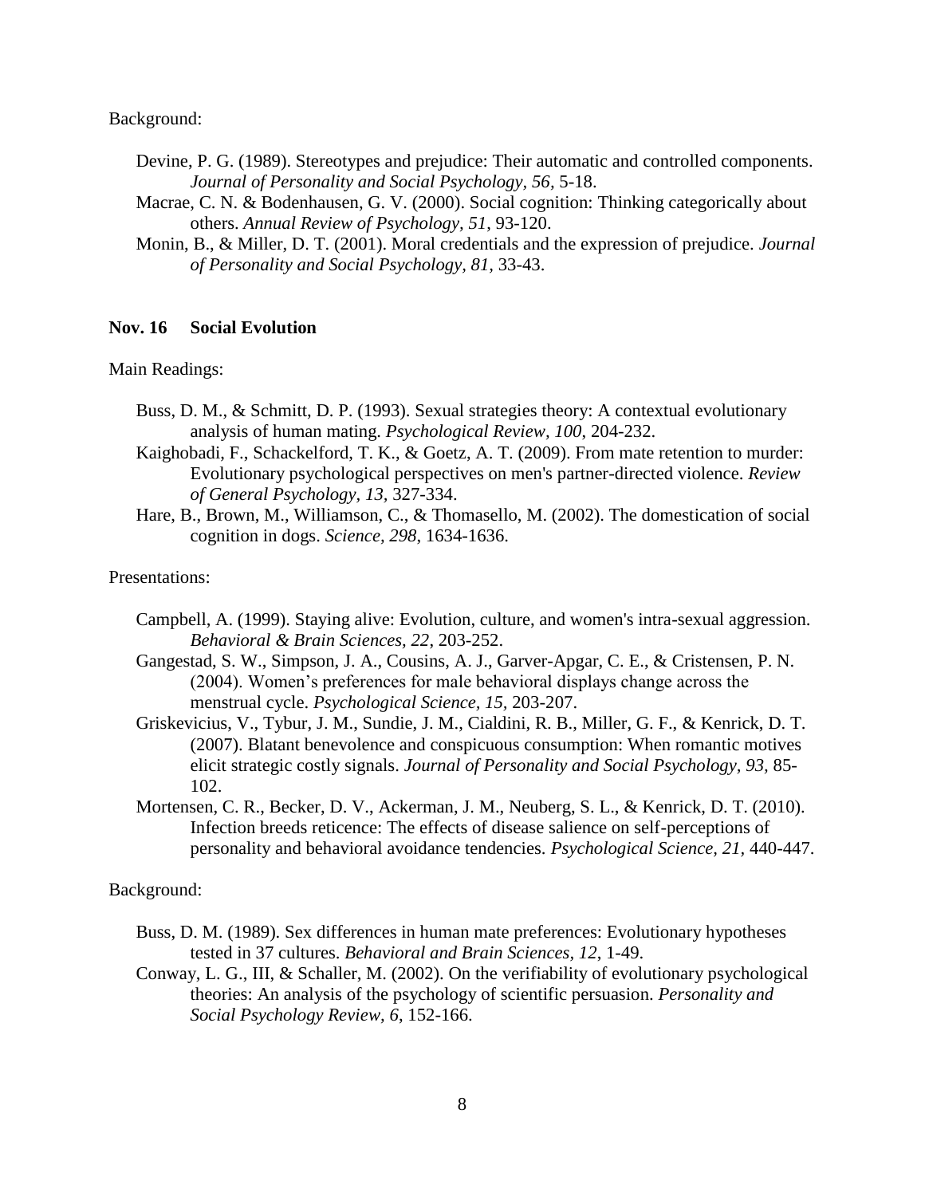Background:

- Devine, P. G. (1989). Stereotypes and prejudice: Their automatic and controlled components. *Journal of Personality and Social Psychology*, *56*, 5-18.
- Macrae, C. N. & Bodenhausen, G. V. (2000). Social cognition: Thinking categorically about others. *Annual Review of Psychology, 51*, 93-120.
- Monin, B., & Miller, D. T. (2001). Moral credentials and the expression of prejudice. *Journal of Personality and Social Psychology, 81*, 33-43.

**Nov. 16 Social Evolution**

Main Readings:

- Buss, D. M., & Schmitt, D. P. (1993). Sexual strategies theory: A contextual evolutionary analysis of human mating. *Psychological Review, 100*, 204-232.
- Kaighobadi, F., Schackelford, T. K., & Goetz, A. T. (2009). From mate retention to murder: Evolutionary psychological perspectives on men's partner-directed violence. *Review of General Psychology*, *13,* 327-334.
- Hare, B., Brown, M., Williamson, C., & Thomasello, M. (2002). The domestication of social cognition in dogs. *Science, 298*, 1634-1636.

Presentations:

- Campbell, A. (1999). Staying alive: Evolution, culture, and women's intra-sexual aggression. *Behavioral & Brain Sciences, 22*, 203-252.
- Gangestad, S. W., Simpson, J. A., Cousins, A. J., Garver-Apgar, C. E., & Cristensen, P. N. (2004). Women's preferences for male behavioral displays change across the menstrual cycle. *Psychological Science, 15*, 203-207.
- Griskevicius, V., Tybur, J. M., Sundie, J. M., Cialdini, R. B., Miller, G. F., & Kenrick, D. T. (2007). Blatant benevolence and conspicuous consumption: When romantic motives elicit strategic costly signals. *Journal of Personality and Social Psychology, 93,* 85-102.
- Mortensen, C. R., Becker, D. V., Ackerman, J. M., Neuberg, S. L., & Kenrick, D. T. (2010). Infection breeds reticence: The effects of disease salience on self-perceptions of personality and behavioral avoidance tendencies. *Psychological Science, 21,* 440-447.

Background:

- Buss, D. M. (1989). Sex differences in human mate preferences: Evolutionary hypotheses tested in 37 cultures. *Behavioral and Brain Sciences*, *12*, 1-49.
- Conway, L. G., III, & Schaller, M. (2002). On the verifiability of evolutionary psychological theories: An analysis of the psychology of scientific persuasion. *Personality and Social Psychology Review, 6*, 152-166.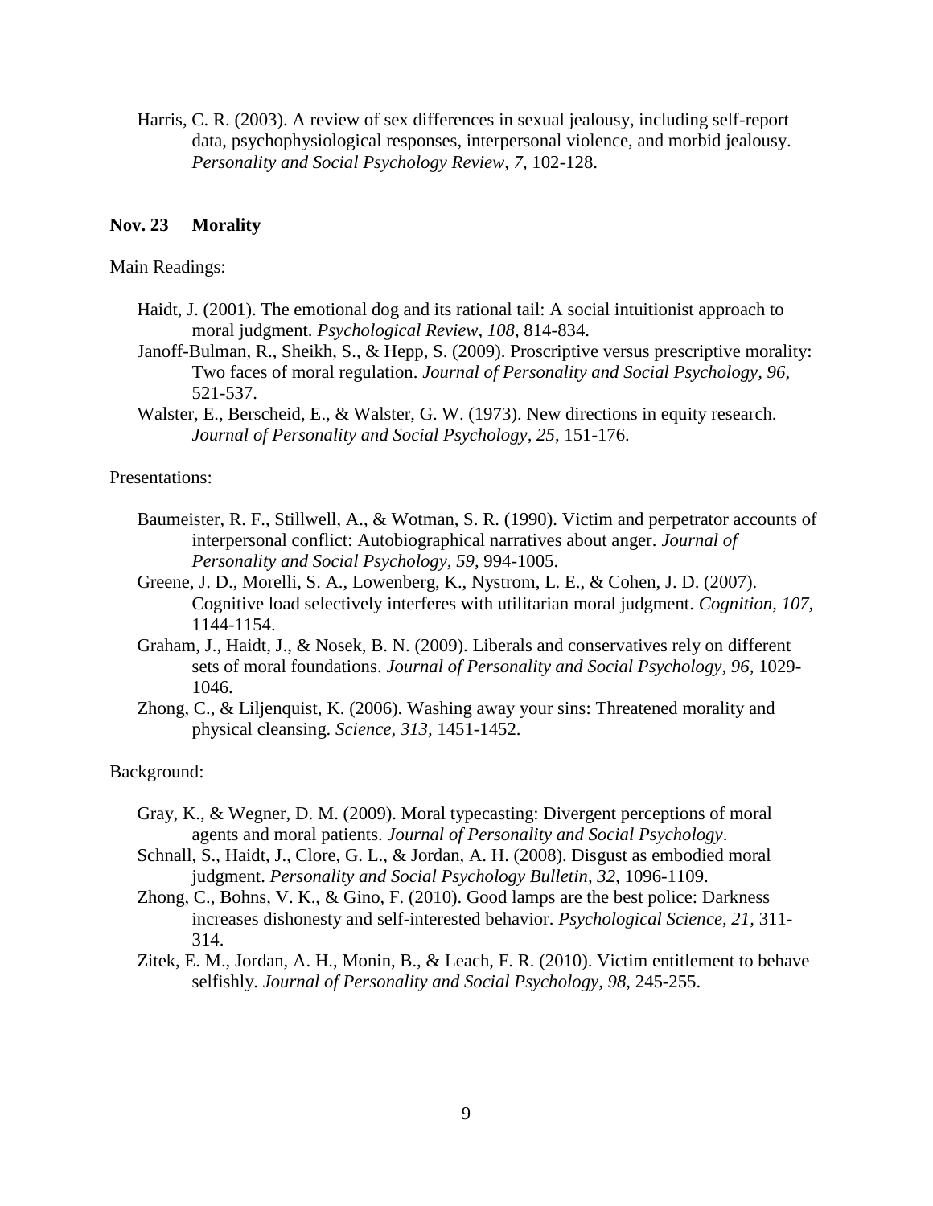Harris, C. R. (2003). A review of sex differences in sexual jealousy, including self-report data, psychophysiological responses, interpersonal violence, and morbid jealousy. *Personality and Social Psychology Review*, *7*, 102-128.

**Nov. 23 Morality**

Main Readings:

Haidt, J. (2001). The emotional dog and its rational tail: A social intuitionist approach to moral judgment. *Psychological Review*, *108*, 814-834.

Janoff-Bulman, R., Sheikh, S., & Hepp, S. (2009). Proscriptive versus prescriptive morality: Two faces of moral regulation. *Journal of Personality and Social Psychology, 96*, 521-537.

Walster, E., Berscheid, E., & Walster, G. W. (1973). New directions in equity research. *Journal of Personality and Social Psychology*, *25*, 151-176.

Presentations:

Baumeister, R. F., Stillwell, A., & Wotman, S. R. (1990). Victim and perpetrator accounts of interpersonal conflict: Autobiographical narratives about anger. *Journal of Personality and Social Psychology, 59,* 994-1005.

Greene, J. D., Morelli, S. A., Lowenberg, K., Nystrom, L. E., & Cohen, J. D. (2007). Cognitive load selectively interferes with utilitarian moral judgment. *Cognition*, *107,* 1144-1154.

Graham, J., Haidt, J., & Nosek, B. N. (2009). Liberals and conservatives rely on different sets of moral foundations. *Journal of Personality and Social Psychology, 96,* 1029-1046.

Zhong, C., & Liljenquist, K. (2006). Washing away your sins: Threatened morality and physical cleansing. *Science, 313,* 1451-1452.

Background:

Gray, K., & Wegner, D. M. (2009). Moral typecasting: Divergent perceptions of moral agents and moral patients. *Journal of Personality and Social Psychology*.

Schnall, S., Haidt, J., Clore, G. L., & Jordan, A. H. (2008). Disgust as embodied moral judgment. *Personality and Social Psychology Bulletin, 32*, 1096-1109.

Zhong, C., Bohns, V. K., & Gino, F. (2010). Good lamps are the best police: Darkness increases dishonesty and self-interested behavior. *Psychological Science, 21,* 311-314.

Zitek, E. M., Jordan, A. H., Monin, B., & Leach, F. R. (2010). Victim entitlement to behave selfishly. *Journal of Personality and Social Psychology, 98,* 245-255.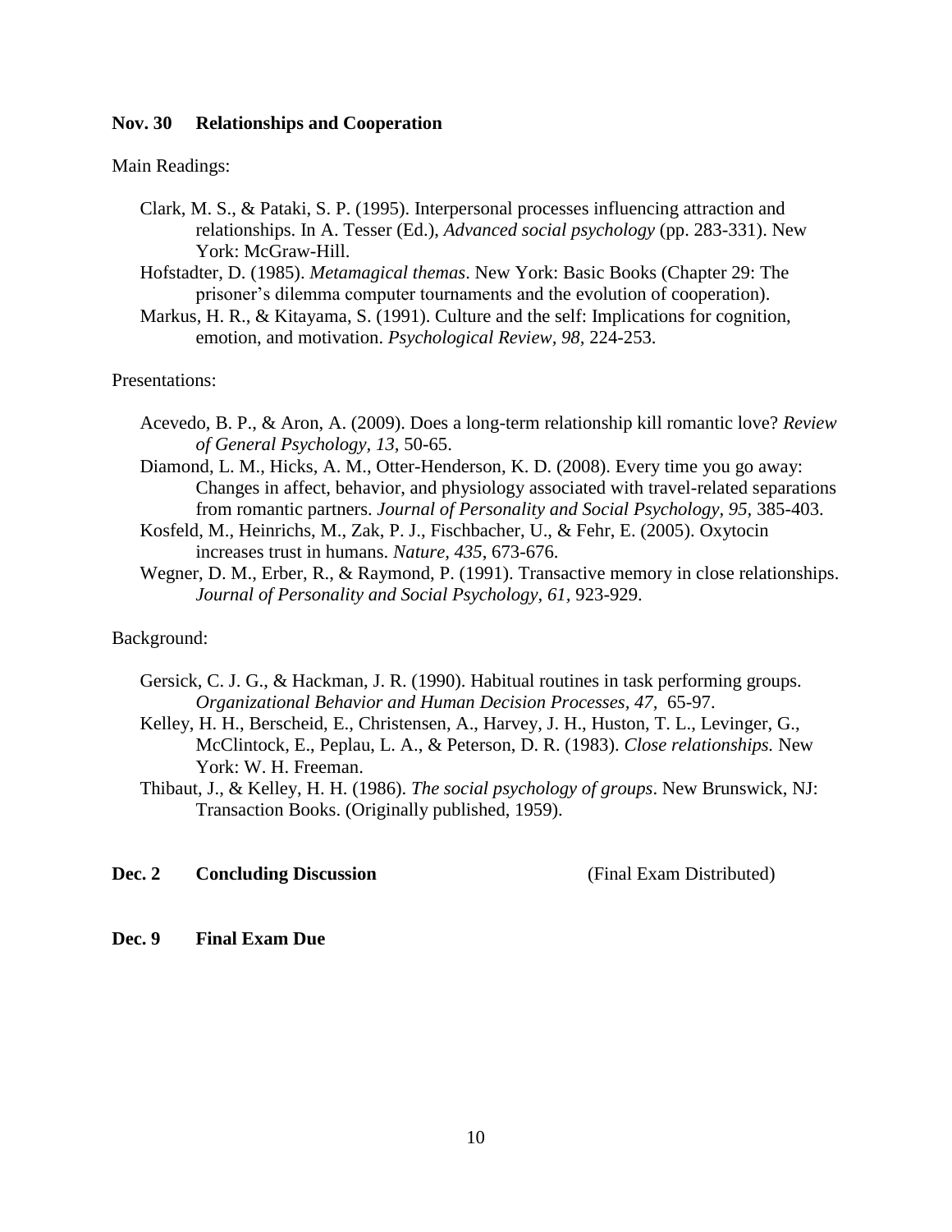**Nov. 30 Relationships and Cooperation**

Main Readings:

Clark, M. S., & Pataki, S. P. (1995). Interpersonal processes influencing attraction and relationships. In A. Tesser (Ed.), *Advanced social psychology* (pp. 283-331). New York: McGraw-Hill.

Hofstadter, D. (1985). *Metamagical themas*. New York: Basic Books (Chapter 29: The prisoner's dilemma computer tournaments and the evolution of cooperation).

Markus, H. R., & Kitayama, S. (1991). Culture and the self: Implications for cognition, emotion, and motivation. *Psychological Review, 98,* 224-253.

Presentations:

Acevedo, B. P., & Aron, A. (2009). Does a long-term relationship kill romantic love? *Review of General Psychology, 13,* 50-65.

Diamond, L. M., Hicks, A. M., Otter-Henderson, K. D. (2008). Every time you go away: Changes in affect, behavior, and physiology associated with travel-related separations from romantic partners. *Journal of Personality and Social Psychology, 95,* 385-403.

Kosfeld, M., Heinrichs, M., Zak, P. J., Fischbacher, U., & Fehr, E. (2005). Oxytocin increases trust in humans. *Nature, 435*, 673-676.

Wegner, D. M., Erber, R., & Raymond, P. (1991). Transactive memory in close relationships. *Journal of Personality and Social Psychology, 61*, 923-929.

Background:

Gersick, C. J. G., & Hackman, J. R. (1990). Habitual routines in task performing groups. *Organizational Behavior and Human Decision Processes, 47,* 65-97.

Kelley, H. H., Berscheid, E., Christensen, A., Harvey, J. H., Huston, T. L., Levinger, G., McClintock, E., Peplau, L. A., & Peterson, D. R. (1983). *Close relationships.* New York: W. H. Freeman.

Thibaut, J., & Kelley, H. H. (1986). *The social psychology of groups*. New Brunswick, NJ: Transaction Books. (Originally published, 1959).

**Dec. 2 Concluding Discussion** (Final Exam Distributed)

**Dec. 9 Final Exam Due**